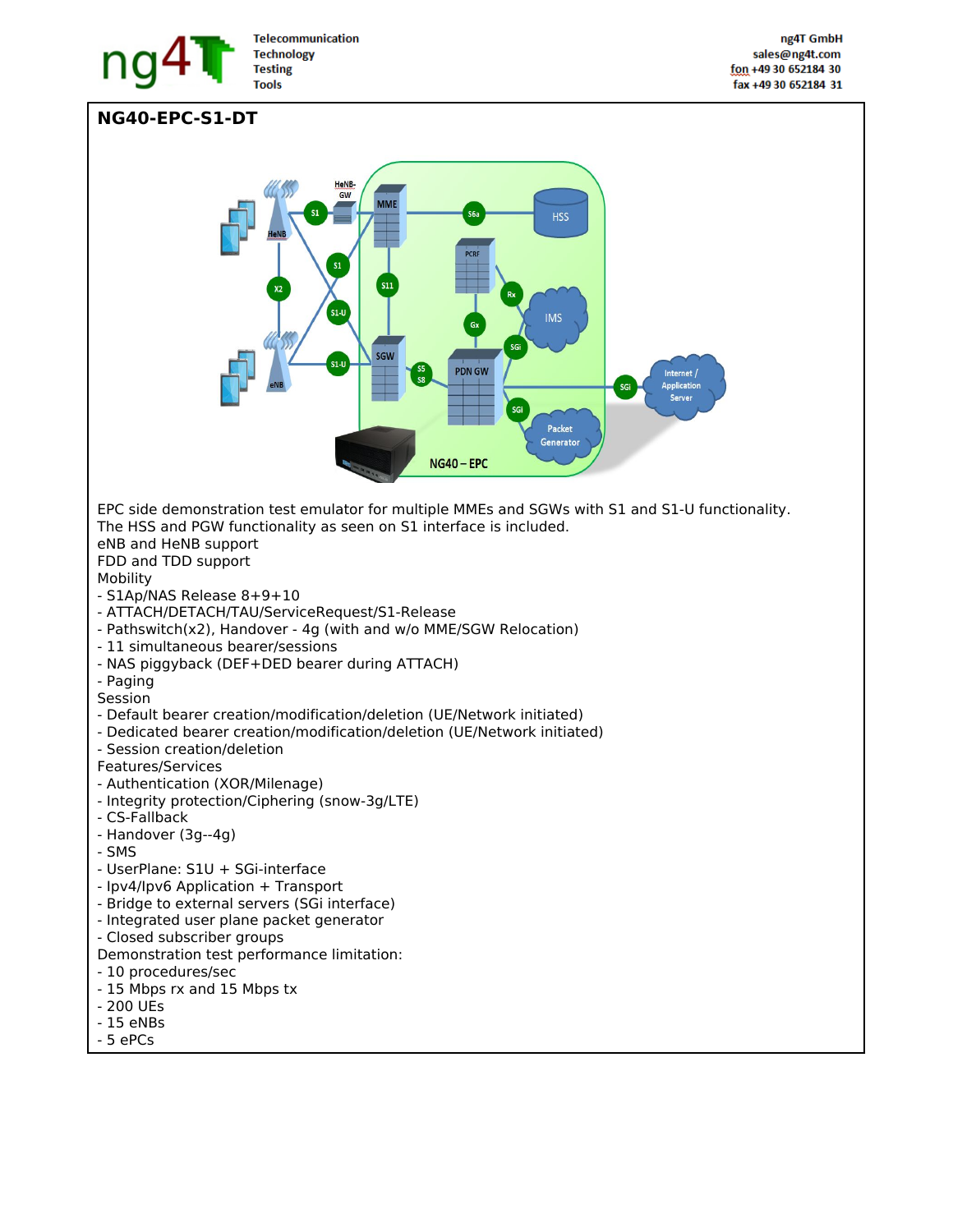# NG40-EPC-S1-DT

EPC side demonstration test emulator for multiple MMEs and SGWs with S1 and S1-U functionality.
The HSS and PGW functionality as seen on S1 interface is included.
eNB and HeNB support
FDD and TDD support
Mobility
- S1Ap/NAS Release 8+9+10
- ATTACH/DETACH/TAU/ServiceRequest/S1-Release
- Pathswitch(x2), Handover - 4g (with and w/o MME/SGW Relocation)
- 11 simultaneous bearer/sessions
- NAS piggyback (DEF+DED bearer during ATTACH)
- Paging

Session
- Default bearer creation/modification/deletion (UE/Network initiated)
- Dedicated bearer creation/modification/deletion (UE/Network initiated)
- Session creation/deletion

Features/Services
- Authentication (XOR/Milenage)
- Integrity protection/Ciphering (snow-3g/LTE)
- CS-Fallback
- Handover (3g--4g)
- SMS
- UserPlane: S1U + SGi-interface
- Ipv4/Ipv6 Application + Transport
- Bridge to external servers (SGi interface)
- Integrated user plane packet generator
- Closed subscriber groups

Demonstration test performance limitation:
- 10 procedures/sec
- 15 Mbps rx and 15 Mbps tx
- 200 UEs
- 15 eNBs
- 5 ePCs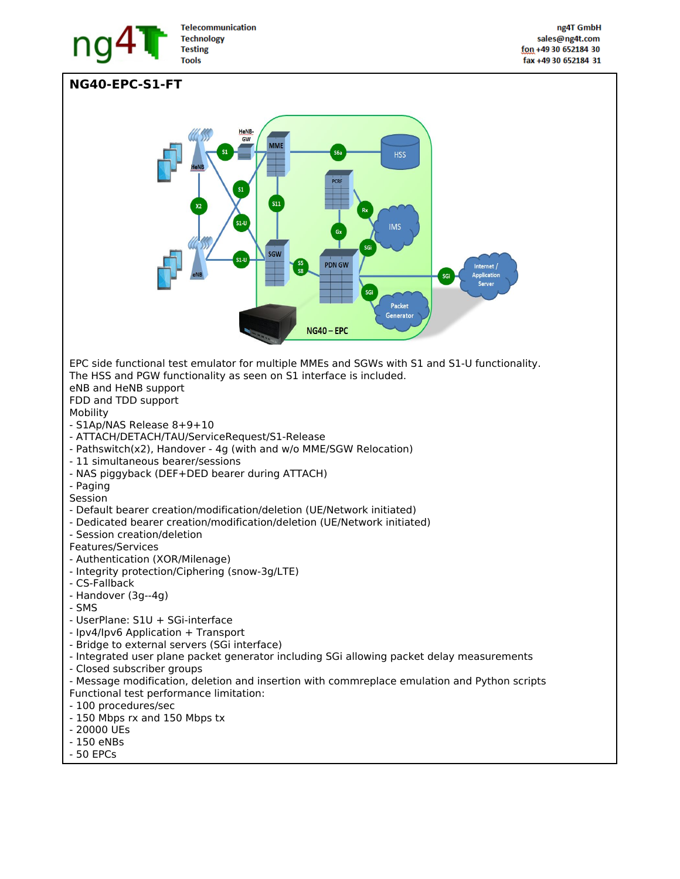# NG40-EPC-S1-FT

EPC side functional test emulator for multiple MMEs and SGWs with S1 and S1-U functionality.
The HSS and PGW functionality as seen on S1 interface is included.
eNB and HeNB support
FDD and TDD support
Mobility
- S1Ap/NAS Release 8+9+10
- ATTACH/DETACH/TAU/ServiceRequest/S1-Release
- Pathswitch(x2), Handover - 4g (with and w/o MME/SGW Relocation)
- 11 simultaneous bearer/sessions
- NAS piggyback (DEF+DED bearer during ATTACH)
- Paging

Session
- Default bearer creation/modification/deletion (UE/Network initiated)
- Dedicated bearer creation/modification/deletion (UE/Network initiated)
- Session creation/deletion

Features/Services
- Authentication (XOR/Milenage)
- Integrity protection/Ciphering (snow-3g/LTE)
- CS-Fallback
- Handover (3g--4g)
- SMS
- UserPlane: S1U + SGi-interface
- Ipv4/Ipv6 Application + Transport
- Bridge to external servers (SGi interface)
- Integrated user plane packet generator including SGi allowing packet delay measurements
- Closed subscriber groups
- Message modification, deletion and insertion with commreplace emulation and Python scripts

Functional test performance limitation:
- 100 procedures/sec
- 150 Mbps rx and 150 Mbps tx
- 20000 UEs
- 150 eNBs
- 50 EPCs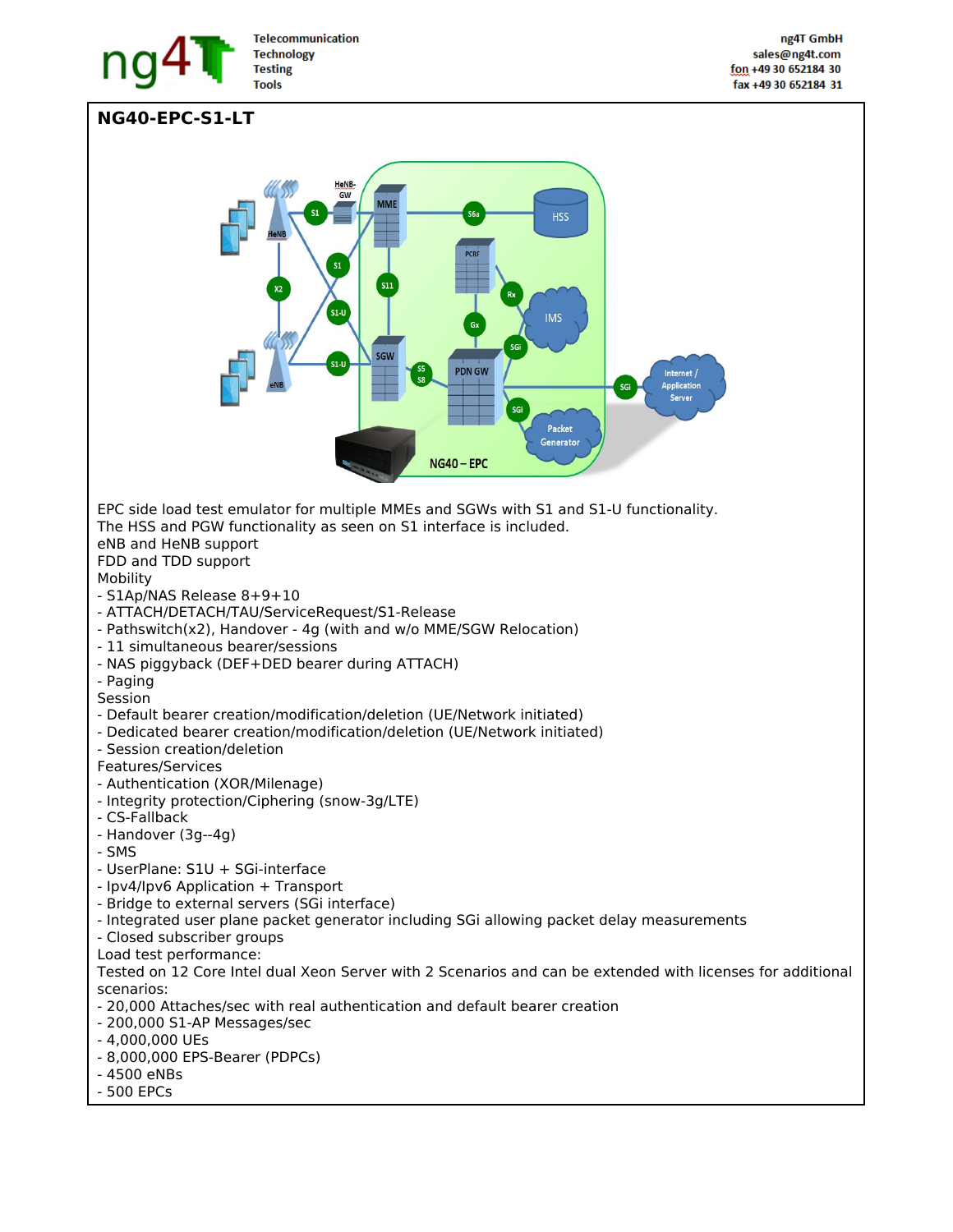# NG40-EPC-S1-LT

EPC side load test emulator for multiple MMEs and SGWs with S1 and S1-U functionality.
The HSS and PGW functionality as seen on S1 interface is included.
eNB and HeNB support
FDD and TDD support
Mobility
- S1Ap/NAS Release 8+9+10
- ATTACH/DETACH/TAU/ServiceRequest/S1-Release
- Pathswitch(x2), Handover - 4g (with and w/o MME/SGW Relocation)
- 11 simultaneous bearer/sessions
- NAS piggyback (DEF+DED bearer during ATTACH)
- Paging

Session
- Default bearer creation/modification/deletion (UE/Network initiated)
- Dedicated bearer creation/modification/deletion (UE/Network initiated)
- Session creation/deletion

Features/Services
- Authentication (XOR/Milenage)
- Integrity protection/Ciphering (snow-3g/LTE)
- CS-Fallback
- Handover (3g--4g)
- SMS
- UserPlane: S1U + SGi-interface
- Ipv4/Ipv6 Application + Transport
- Bridge to external servers (SGi interface)
- Integrated user plane packet generator including SGi allowing packet delay measurements
- Closed subscriber groups

Load test performance:
Tested on 12 Core Intel dual Xeon Server with 2 Scenarios and can be extended with licenses for additional scenarios:
- 20,000 Attaches/sec with real authentication and default bearer creation
- 200,000 S1-AP Messages/sec
- 4,000,000 UEs
- 8,000,000 EPS-Bearer (PDPCs)
- 4500 eNBs
- 500 EPCs